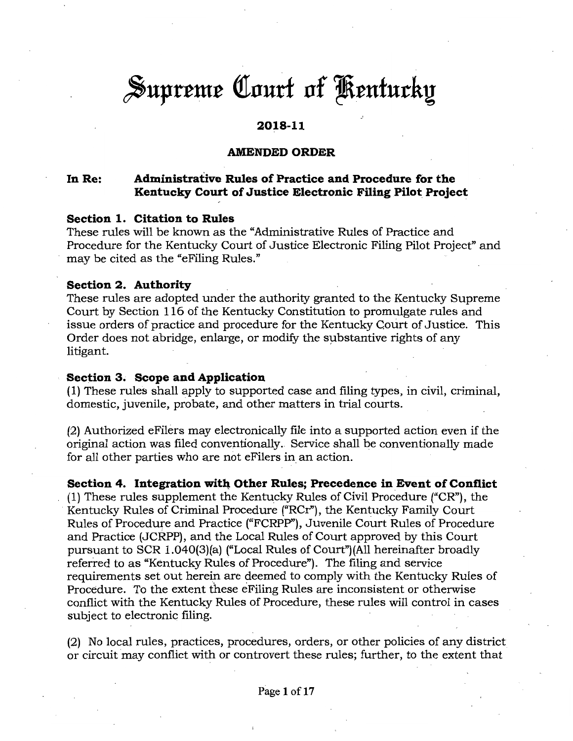# Supreme Court of Kentucky

## 2018-11

## AMENDED ORDER

**In Re: Administrative Rules of Practice and Procedure for the Kentucky Court of Justice Electronic Filing Pilot Project**

**Section 1. Citation to Rules**

These rules will be known as the "Administrative Rules of Practice and Procedure for the Kentucky Court of Justice Electronic Filing Pilot Project" and may be cited as the "eFiling Rules."

**Section 2. Authority**

These rules are adopted under the authority granted to the Kentucky Supreme Court by Section 116 of the Kentucky Constitution to promulgate rules and issue orders of practice and procedure for the Kentucky Court of Justice. This Order does not abridge, enlarge, or modify the substantive rights of any litigant.

**Section 3. Scope and Application**

(1) These rules shall apply to supported case and filing types, in civil, criminal, domestic, juvenile, probate, and other matters in trial courts.

(2) Authorized eFilers may electronically file into a supported action even if the original action was filed conventionally. Service shall be conventionally made for all other parties who are not eFilers in an action.

**Section 4. Integration with Other Rules; Precedence in Event of Conflict**

(1) These rules supplement the Kentucky Rules of Civil Procedure ("CR"), the Kentucky Rules of Criminal Procedure ("RCr"), the Kentucky Family Court Rules of Procedure and Practice ("FCRPP"), Juvenile Court Rules of Procedure and Practice (JCRPP), and the Local Rules of Court approved by this Court pursuant to SCR 1.040(3)(a) ("Local Rules of Court")(All hereinafter broadly referred to as "Kentucky Rules of Procedure"). The filing and service requirements set out herein are deemed to comply with the Kentucky Rules of Procedure. To the extent these eFiling Rules are inconsistent or otherwise conflict with the Kentucky Rules of Procedure, these rules will control in cases subject to electronic filing.

(2) No local rules, practices, procedures, orders, or other policies of any district or circuit may conflict with or controvert these rules; further, to the extent that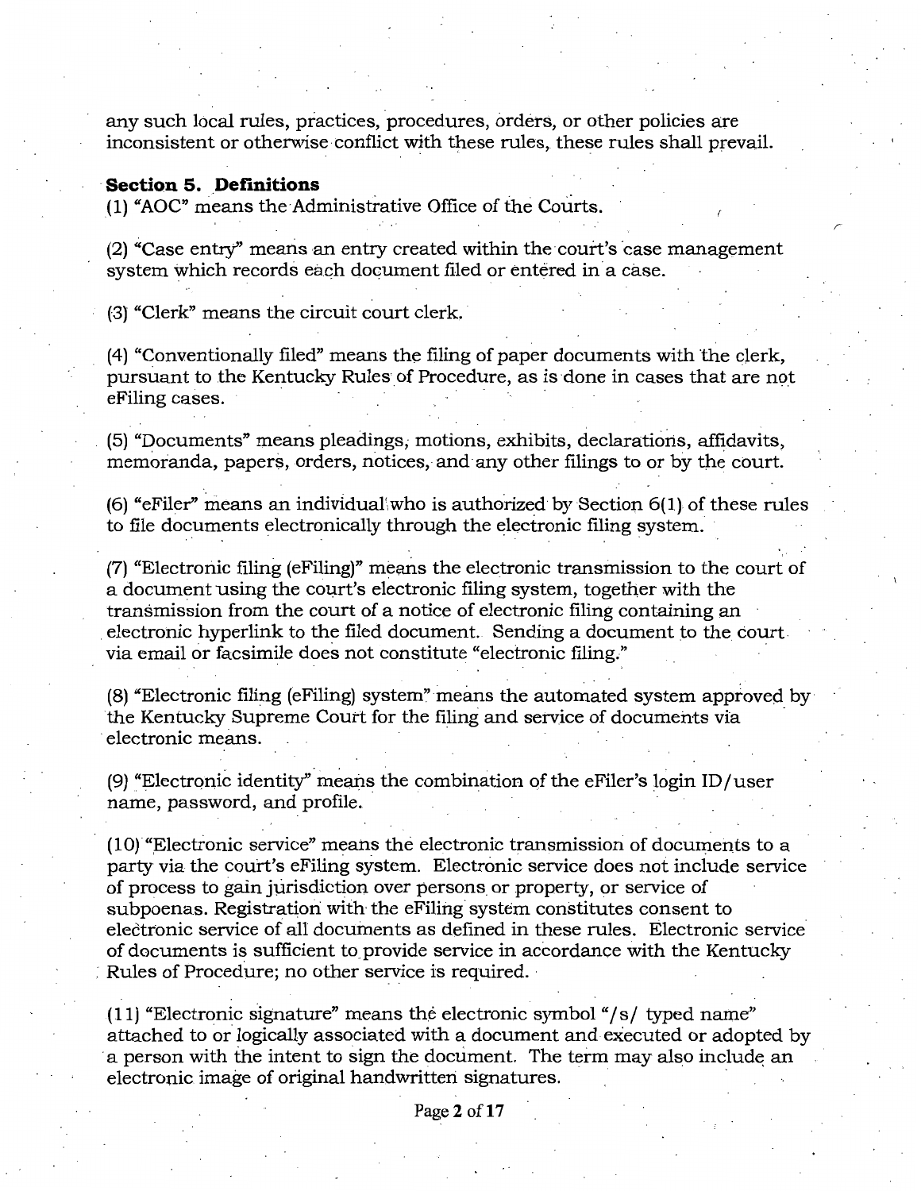any such local rules, practices, procedures, orders, or other policies are inconsistent or otherwise conflict with these rules, these rules shall prevail.

**Section 5. Definitions**

(1) "AOC" means the Administrative Office of the Courts.

(2) "Case entry" means an entry created within the court's case management system which records each document filed or entered in a case.

(3) "Clerk" means the circuit court clerk.

(4) "Conventionally filed" means the filing of paper documents with the clerk, pursuant to the Kentucky Rules of Procedure, as is done in cases that are not eFiling cases.

(5) "Documents" means pleadings, motions, exhibits, declarations, affidavits, memoranda, papers, orders, notices, and any other filings to or by the court.

(6) "eFiler" means an individual who is authorized by Section 6(1) of these rules to file documents electronically through the electronic filing system.

(7) "Electronic filing (eFiling)" means the electronic transmission to the court of a document using the court's electronic filing system, together with the transmission from the court of a notice of electronic filing containing an electronic hyperlink to the filed document. Sending a document to the court via email or facsimile does not constitute "electronic filing."

(8) "Electronic filing (eFiling) system" means the automated system approved by the Kentucky Supreme Court for the filing and service of documents via electronic means.

(9) "Electronic identity" means the combination of the eFiler's login ID/user name, password, and profile.

(10) "Electronic service" means the electronic transmission of documents to a party via the court's eFiling system. Electronic service does not include service of process to gain jurisdiction over persons or property, or service of subpoenas. Registration with the eFiling system constitutes consent to electronic service of all documents as defined in these rules. Electronic service of documents is sufficient to provide service in accordance with the Kentucky Rules of Procedure; no other service is required.

(11) "Electronic signature" means the electronic symbol "/s/ typed name" attached to or logically associated with a document and executed or adopted by a person with the intent to sign the document. The term may also include an electronic image of original handwritten signatures.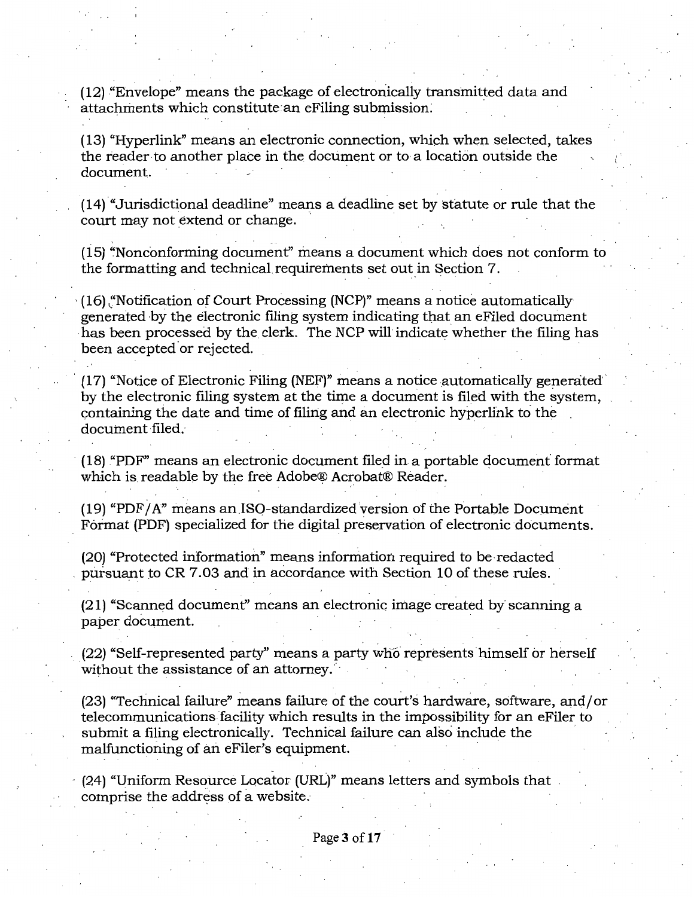(12) "Envelope" means the package of electronically transmitted data and attachments which constitute an eFiling submission.

(13) "Hyperlink" means an electronic connection, which when selected, takes the reader to another place in the document or to a location outside the document.

(14) "Jurisdictional deadline" means a deadline set by statute or rule that the court may not extend or change.

(15) "Nonconforming document" means a document which does not conform to the formatting and technical requirements set out in Section 7.

(16) "Notification of Court Processing (NCP)" means a notice automatically generated by the electronic filing system indicating that an eFiled document has been processed by the clerk. The NCP will indicate whether the filing has been accepted or rejected.

(17) "Notice of Electronic Filing (NEF)" means a notice automatically generated by the electronic filing system at the time a document is filed with the system, containing the date and time of filing and an electronic hyperlink to the document filed.

(18) "PDF" means an electronic document filed in a portable document format which is readable by the free Adobe® Acrobat® Reader.

(19) "PDF/A" means an ISO-standardized version of the Portable Document Format (PDF) specialized for the digital preservation of electronic documents.

(20) "Protected information" means information required to be redacted pursuant to CR 7.03 and in accordance with Section 10 of these rules.

(21) "Scanned document" means an electronic image created by scanning a paper document.

(22) "Self-represented party" means a party who represents himself or herself without the assistance of an attorney.

(23) "Technical failure" means failure of the court's hardware, software, and/or telecommunications facility which results in the impossibility for an eFiler to submit a filing electronically. Technical failure can also include the malfunctioning of an eFiler's equipment.

(24) "Uniform Resource Locator (URL)" means letters and symbols that comprise the address of a website.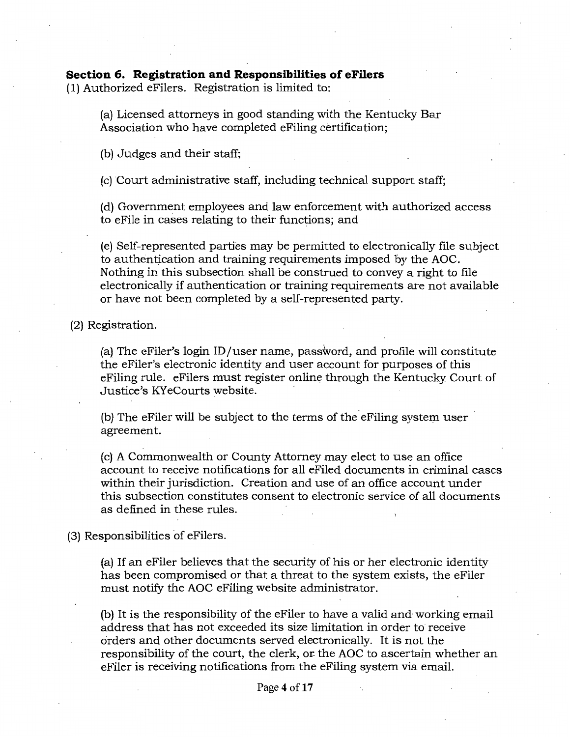**Section 6. Registration and Responsibilities of eFilers**

(1) Authorized eFilers. Registration is limited to:

(a) Licensed attorneys in good standing with the Kentucky Bar Association who have completed eFiling certification;

(b) Judges and their staff;

(c) Court administrative staff, including technical support staff;

(d) Government employees and law enforcement with authorized access to eFile in cases relating to their functions; and

(e) Self-represented parties may be permitted to electronically file subject to authentication and training requirements imposed by the AOC. Nothing in this subsection shall be construed to convey a right to file electronically if authentication or training requirements are not available or have not been completed by a self-represented party.

(2) Registration.

(a) The eFiler's login ID/user name, password, and profile will constitute the eFiler's electronic identity and user account for purposes of this eFiling rule. eFilers must register online through the Kentucky Court of Justice's KYeCourts website.

(b) The eFiler will be subject to the terms of the eFiling system user agreement.

(c) A Commonwealth or County Attorney may elect to use an office account to receive notifications for all eFiled documents in criminal cases within their jurisdiction. Creation and use of an office account under this subsection constitutes consent to electronic service of all documents as defined in these rules.

(3) Responsibilities of eFilers.

(a) If an eFiler believes that the security of his or her electronic identity has been compromised or that a threat to the system exists, the eFiler must notify the AOC eFiling website administrator.

(b) It is the responsibility of the eFiler to have a valid and working email address that has not exceeded its size limitation in order to receive orders and other documents served electronically. It is not the responsibility of the court, the clerk, or the AOC to ascertain whether an eFiler is receiving notifications from the eFiling system via email.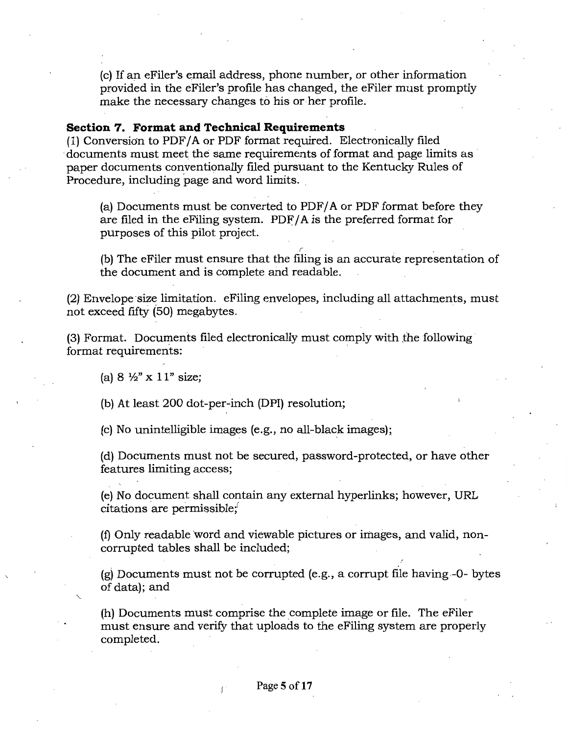(c) If an eFiler's email address, phone number, or other information provided in the eFiler's profile has changed, the eFiler must promptly make the necessary changes to his or her profile.

**Section 7. Format and Technical Requirements**

(1) Conversion to PDF/A or PDF format required. Electronically filed documents must meet the same requirements of format and page limits as paper documents conventionally filed pursuant to the Kentucky Rules of Procedure, including page and word limits.

(a) Documents must be converted to PDF/A or PDF format before they are filed in the eFiling system. PDF/A is the preferred format for purposes of this pilot project.

(b) The eFiler must ensure that the filing is an accurate representation of the document and is complete and readable.

(2) Envelope size limitation. eFiling envelopes, including all attachments, must not exceed fifty (50) megabytes.

(3) Format. Documents filed electronically must comply with the following format requirements:

(a) 8 ½" x 11" size;

(b) At least 200 dot-per-inch (DPI) resolution;

(c) No unintelligible images (e.g., no all-black images);

(d) Documents must not be secured, password-protected, or have other features limiting access;

(e) No document shall contain any external hyperlinks; however, URL citations are permissible;

(f) Only readable word and viewable pictures or images, and valid, non-corrupted tables shall be included;

(g) Documents must not be corrupted (e.g., a corrupt file having -0- bytes of data); and

(h) Documents must comprise the complete image or file. The eFiler must ensure and verify that uploads to the eFiling system are properly completed.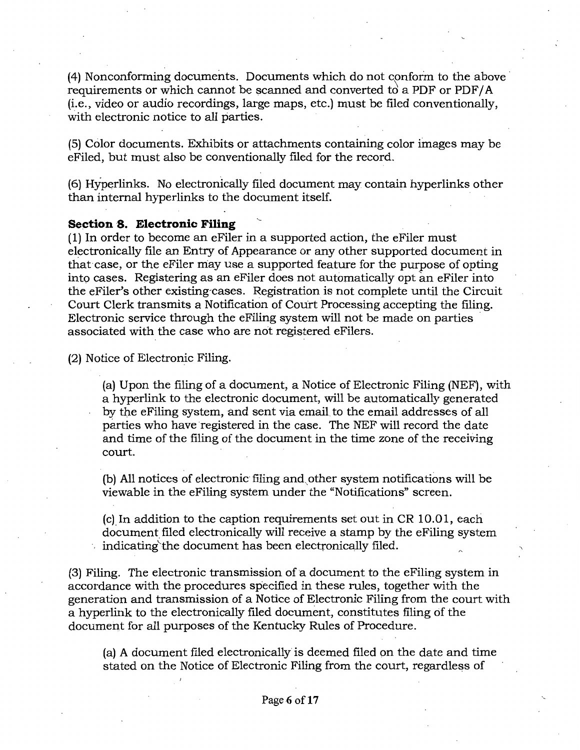(4) Nonconforming documents. Documents which do not conform to the above requirements or which cannot be scanned and converted to a PDF or PDF/A (i.e., video or audio recordings, large maps, etc.) must be filed conventionally, with electronic notice to all parties.

(5) Color documents. Exhibits or attachments containing color images may be eFiled, but must also be conventionally filed for the record.

(6) Hyperlinks. No electronically filed document may contain hyperlinks other than internal hyperlinks to the document itself.

**Section 8. Electronic Filing**

(1) In order to become an eFiler in a supported action, the eFiler must electronically file an Entry of Appearance or any other supported document in that case, or the eFiler may use a supported feature for the purpose of opting into cases. Registering as an eFiler does not automatically opt an eFiler into the eFiler's other existing cases. Registration is not complete until the Circuit Court Clerk transmits a Notification of Court Processing accepting the filing. Electronic service through the eFiling system will not be made on parties associated with the case who are not registered eFilers.

(2) Notice of Electronic Filing.

(a) Upon the filing of a document, a Notice of Electronic Filing (NEF), with a hyperlink to the electronic document, will be automatically generated by the eFiling system, and sent via email to the email addresses of all parties who have registered in the case. The NEF will record the date and time of the filing of the document in the time zone of the receiving court.

(b) All notices of electronic filing and other system notifications will be viewable in the eFiling system under the "Notifications" screen.

(c) In addition to the caption requirements set out in CR 10.01, each document filed electronically will receive a stamp by the eFiling system indicating the document has been electronically filed.

(3) Filing. The electronic transmission of a document to the eFiling system in accordance with the procedures specified in these rules, together with the generation and transmission of a Notice of Electronic Filing from the court with a hyperlink to the electronically filed document, constitutes filing of the document for all purposes of the Kentucky Rules of Procedure.

(a) A document filed electronically is deemed filed on the date and time stated on the Notice of Electronic Filing from the court, regardless of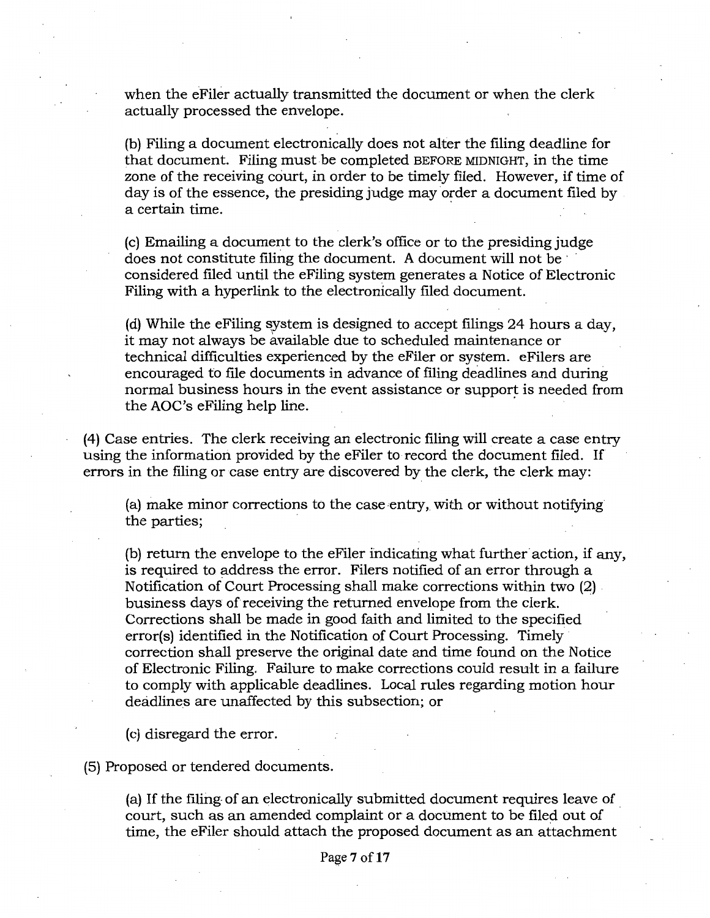when the eFiler actually transmitted the document or when the clerk actually processed the envelope.

(b) Filing a document electronically does not alter the filing deadline for that document. Filing must be completed BEFORE MIDNIGHT, in the time zone of the receiving court, in order to be timely filed. However, if time of day is of the essence, the presiding judge may order a document filed by a certain time.

(c) Emailing a document to the clerk's office or to the presiding judge does not constitute filing the document. A document will not be considered filed until the eFiling system generates a Notice of Electronic Filing with a hyperlink to the electronically filed document.

(d) While the eFiling system is designed to accept filings 24 hours a day, it may not always be available due to scheduled maintenance or technical difficulties experienced by the eFiler or system. eFilers are encouraged to file documents in advance of filing deadlines and during normal business hours in the event assistance or support is needed from the AOC's eFiling help line.

(4) Case entries. The clerk receiving an electronic filing will create a case entry using the information provided by the eFiler to record the document filed. If errors in the filing or case entry are discovered by the clerk, the clerk may:

(a) make minor corrections to the case entry, with or without notifying the parties;

(b) return the envelope to the eFiler indicating what further action, if any, is required to address the error. Filers notified of an error through a Notification of Court Processing shall make corrections within two (2) business days of receiving the returned envelope from the clerk. Corrections shall be made in good faith and limited to the specified error(s) identified in the Notification of Court Processing. Timely correction shall preserve the original date and time found on the Notice of Electronic Filing. Failure to make corrections could result in a failure to comply with applicable deadlines. Local rules regarding motion hour deadlines are unaffected by this subsection; or

(c) disregard the error.

(5) Proposed or tendered documents.

(a) If the filing of an electronically submitted document requires leave of court, such as an amended complaint or a document to be filed out of time, the eFiler should attach the proposed document as an attachment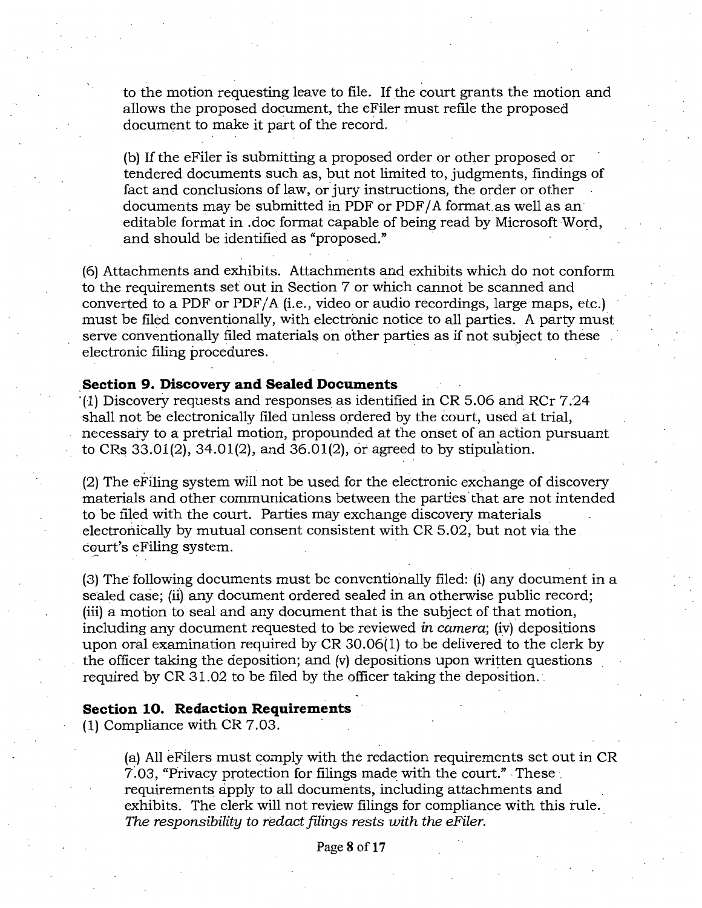to the motion requesting leave to file. If the court grants the motion and allows the proposed document, the eFiler must refile the proposed document to make it part of the record.

(b) If the eFiler is submitting a proposed order or other proposed or tendered documents such as, but not limited to, judgments, findings of fact and conclusions of law, or jury instructions, the order or other documents may be submitted in PDF or PDF/A format as well as an editable format in .doc format capable of being read by Microsoft Word, and should be identified as "proposed."

(6) Attachments and exhibits. Attachments and exhibits which do not conform to the requirements set out in Section 7 or which cannot be scanned and converted to a PDF or PDF/A (i.e., video or audio recordings, large maps, etc.) must be filed conventionally, with electronic notice to all parties. A party must serve conventionally filed materials on other parties as if not subject to these electronic filing procedures.

**Section 9. Discovery and Sealed Documents**

(1) Discovery requests and responses as identified in CR 5.06 and RCr 7.24 shall not be electronically filed unless ordered by the court, used at trial, necessary to a pretrial motion, propounded at the onset of an action pursuant to CRs 33.01(2), 34.01(2), and 36.01(2), or agreed to by stipulation.

(2) The eFiling system will not be used for the electronic exchange of discovery materials and other communications between the parties that are not intended to be filed with the court. Parties may exchange discovery materials electronically by mutual consent consistent with CR 5.02, but not via the court's eFiling system.

(3) The following documents must be conventionally filed: (i) any document in a sealed case; (ii) any document ordered sealed in an otherwise public record; (iii) a motion to seal and any document that is the subject of that motion, including any document requested to be reviewed *in camera*; (iv) depositions upon oral examination required by CR 30.06(1) to be delivered to the clerk by the officer taking the deposition; and (v) depositions upon written questions required by CR 31.02 to be filed by the officer taking the deposition.

**Section 10. Redaction Requirements**

(1) Compliance with CR 7.03.

(a) All eFilers must comply with the redaction requirements set out in CR 7.03, "Privacy protection for filings made with the court." These requirements apply to all documents, including attachments and exhibits. The clerk will not review filings for compliance with this rule. *The responsibility to redact filings rests with the eFiler.*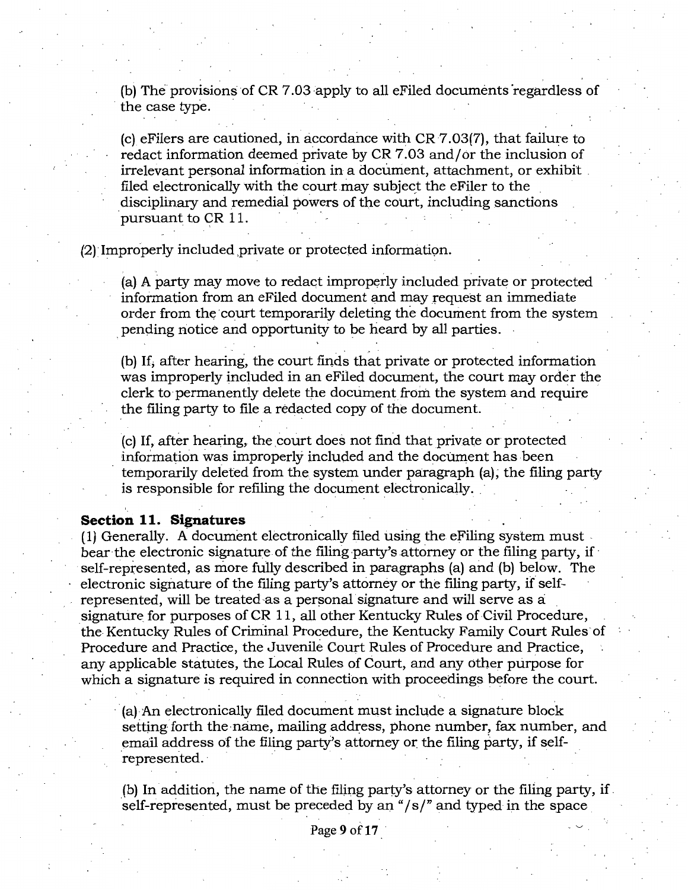(b) The provisions of CR 7.03 apply to all eFiled documents regardless of the case type.

(c) eFilers are cautioned, in accordance with CR 7.03(7), that failure to redact information deemed private by CR 7.03 and/or the inclusion of irrelevant personal information in a document, attachment, or exhibit filed electronically with the court may subject the eFiler to the disciplinary and remedial powers of the court, including sanctions pursuant to CR 11.

(2) Improperly included private or protected information.

(a) A party may move to redact improperly included private or protected information from an eFiled document and may request an immediate order from the court temporarily deleting the document from the system pending notice and opportunity to be heard by all parties.

(b) If, after hearing, the court finds that private or protected information was improperly included in an eFiled document, the court may order the clerk to permanently delete the document from the system and require the filing party to file a redacted copy of the document.

(c) If, after hearing, the court does not find that private or protected information was improperly included and the document has been temporarily deleted from the system under paragraph (a), the filing party is responsible for refiling the document electronically.

**Section 11. Signatures**

(1) Generally. A document electronically filed using the eFiling system must bear the electronic signature of the filing party's attorney or the filing party, if self-represented, as more fully described in paragraphs (a) and (b) below. The electronic signature of the filing party's attorney or the filing party, if self-represented, will be treated as a personal signature and will serve as a signature for purposes of CR 11, all other Kentucky Rules of Civil Procedure, the Kentucky Rules of Criminal Procedure, the Kentucky Family Court Rules of Procedure and Practice, the Juvenile Court Rules of Procedure and Practice, any applicable statutes, the Local Rules of Court, and any other purpose for which a signature is required in connection with proceedings before the court.

(a) An electronically filed document must include a signature block setting forth the name, mailing address, phone number, fax number, and email address of the filing party's attorney or the filing party, if self-represented.

(b) In addition, the name of the filing party's attorney or the filing party, if self-represented, must be preceded by an "/s/" and typed in the space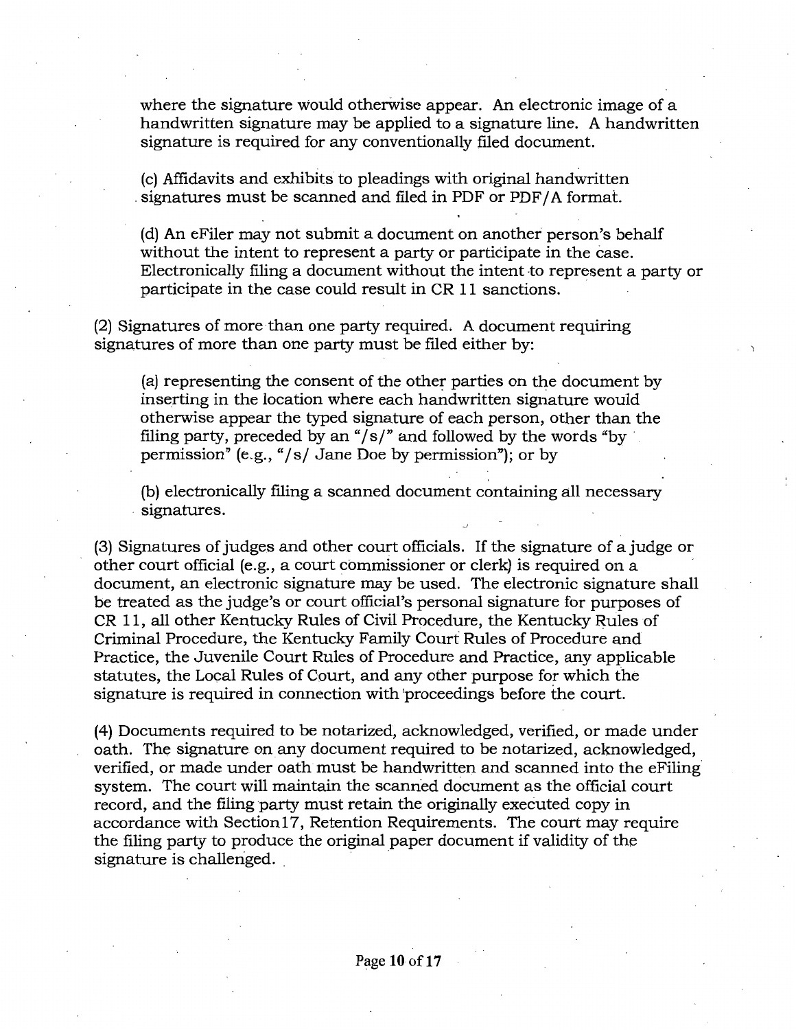where the signature would otherwise appear. An electronic image of a handwritten signature may be applied to a signature line. A handwritten signature is required for any conventionally filed document.

(c) Affidavits and exhibits to pleadings with original handwritten signatures must be scanned and filed in PDF or PDF/A format.

(d) An eFiler may not submit a document on another person's behalf without the intent to represent a party or participate in the case. Electronically filing a document without the intent to represent a party or participate in the case could result in CR 11 sanctions.

(2) Signatures of more than one party required. A document requiring signatures of more than one party must be filed either by:

(a) representing the consent of the other parties on the document by inserting in the location where each handwritten signature would otherwise appear the typed signature of each person, other than the filing party, preceded by an "/s/" and followed by the words "by permission" (e.g., "/s/ Jane Doe by permission"); or by

(b) electronically filing a scanned document containing all necessary signatures.

(3) Signatures of judges and other court officials. If the signature of a judge or other court official (e.g., a court commissioner or clerk) is required on a document, an electronic signature may be used. The electronic signature shall be treated as the judge's or court official's personal signature for purposes of CR 11, all other Kentucky Rules of Civil Procedure, the Kentucky Rules of Criminal Procedure, the Kentucky Family Court Rules of Procedure and Practice, the Juvenile Court Rules of Procedure and Practice, any applicable statutes, the Local Rules of Court, and any other purpose for which the signature is required in connection with proceedings before the court.

(4) Documents required to be notarized, acknowledged, verified, or made under oath. The signature on any document required to be notarized, acknowledged, verified, or made under oath must be handwritten and scanned into the eFiling system. The court will maintain the scanned document as the official court record, and the filing party must retain the originally executed copy in accordance with Section17, Retention Requirements. The court may require the filing party to produce the original paper document if validity of the signature is challenged.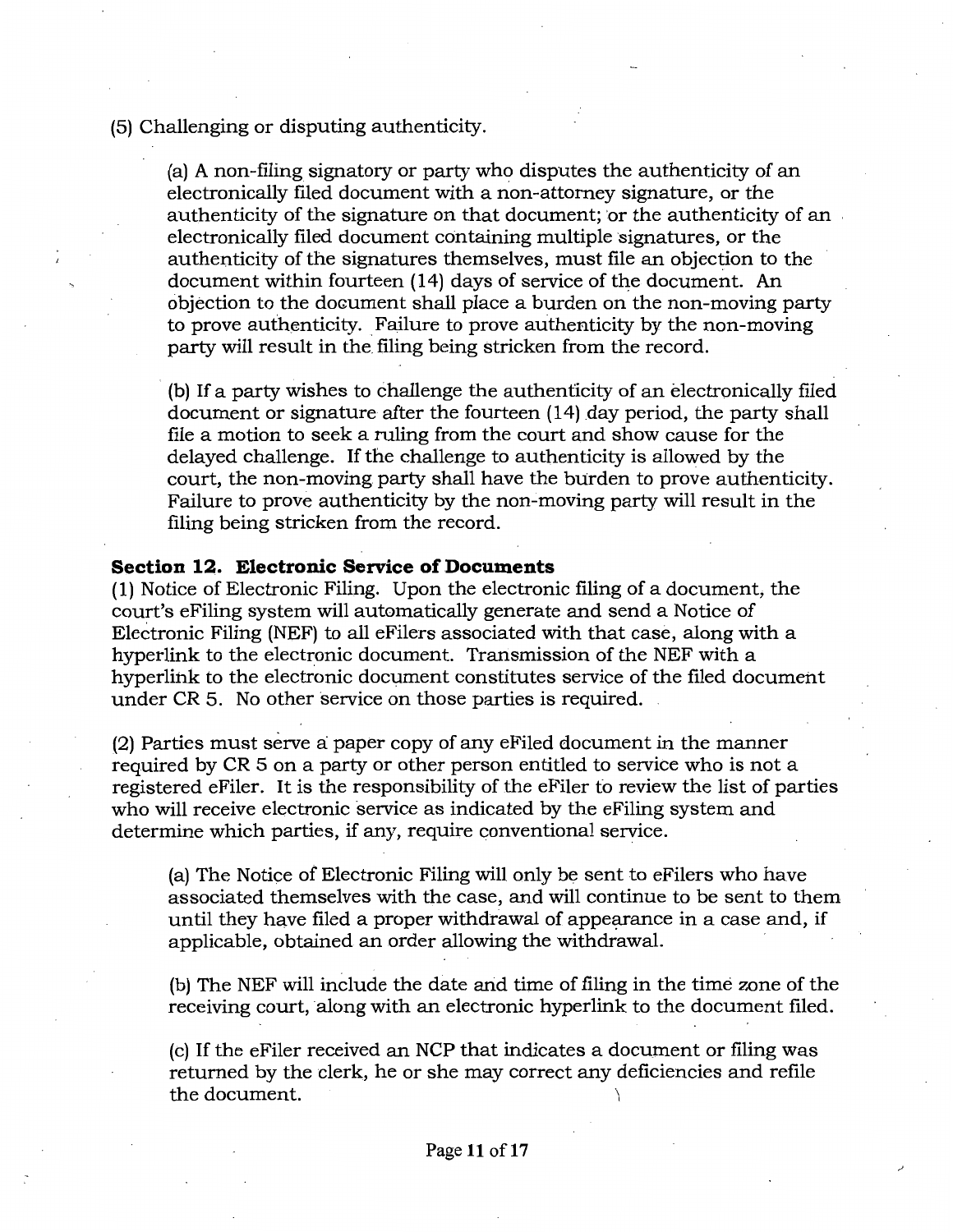(5) Challenging or disputing authenticity.

(a) A non-filing signatory or party who disputes the authenticity of an electronically filed document with a non-attorney signature, or the authenticity of the signature on that document; or the authenticity of an electronically filed document containing multiple signatures, or the authenticity of the signatures themselves, must file an objection to the document within fourteen (14) days of service of the document. An objection to the document shall place a burden on the non-moving party to prove authenticity. Failure to prove authenticity by the non-moving party will result in the filing being stricken from the record.

(b) If a party wishes to challenge the authenticity of an electronically filed document or signature after the fourteen (14) day period, the party shall file a motion to seek a ruling from the court and show cause for the delayed challenge. If the challenge to authenticity is allowed by the court, the non-moving party shall have the burden to prove authenticity. Failure to prove authenticity by the non-moving party will result in the filing being stricken from the record.

**Section 12. Electronic Service of Documents**

(1) Notice of Electronic Filing. Upon the electronic filing of a document, the court's eFiling system will automatically generate and send a Notice of Electronic Filing (NEF) to all eFilers associated with that case, along with a hyperlink to the electronic document. Transmission of the NEF with a hyperlink to the electronic document constitutes service of the filed document under CR 5. No other service on those parties is required.

(2) Parties must serve a paper copy of any eFiled document in the manner required by CR 5 on a party or other person entitled to service who is not a registered eFiler. It is the responsibility of the eFiler to review the list of parties who will receive electronic service as indicated by the eFiling system and determine which parties, if any, require conventional service.

(a) The Notice of Electronic Filing will only be sent to eFilers who have associated themselves with the case, and will continue to be sent to them until they have filed a proper withdrawal of appearance in a case and, if applicable, obtained an order allowing the withdrawal.

(b) The NEF will include the date and time of filing in the time zone of the receiving court, along with an electronic hyperlink to the document filed.

(c) If the eFiler received an NCP that indicates a document or filing was returned by the clerk, he or she may correct any deficiencies and refile the document.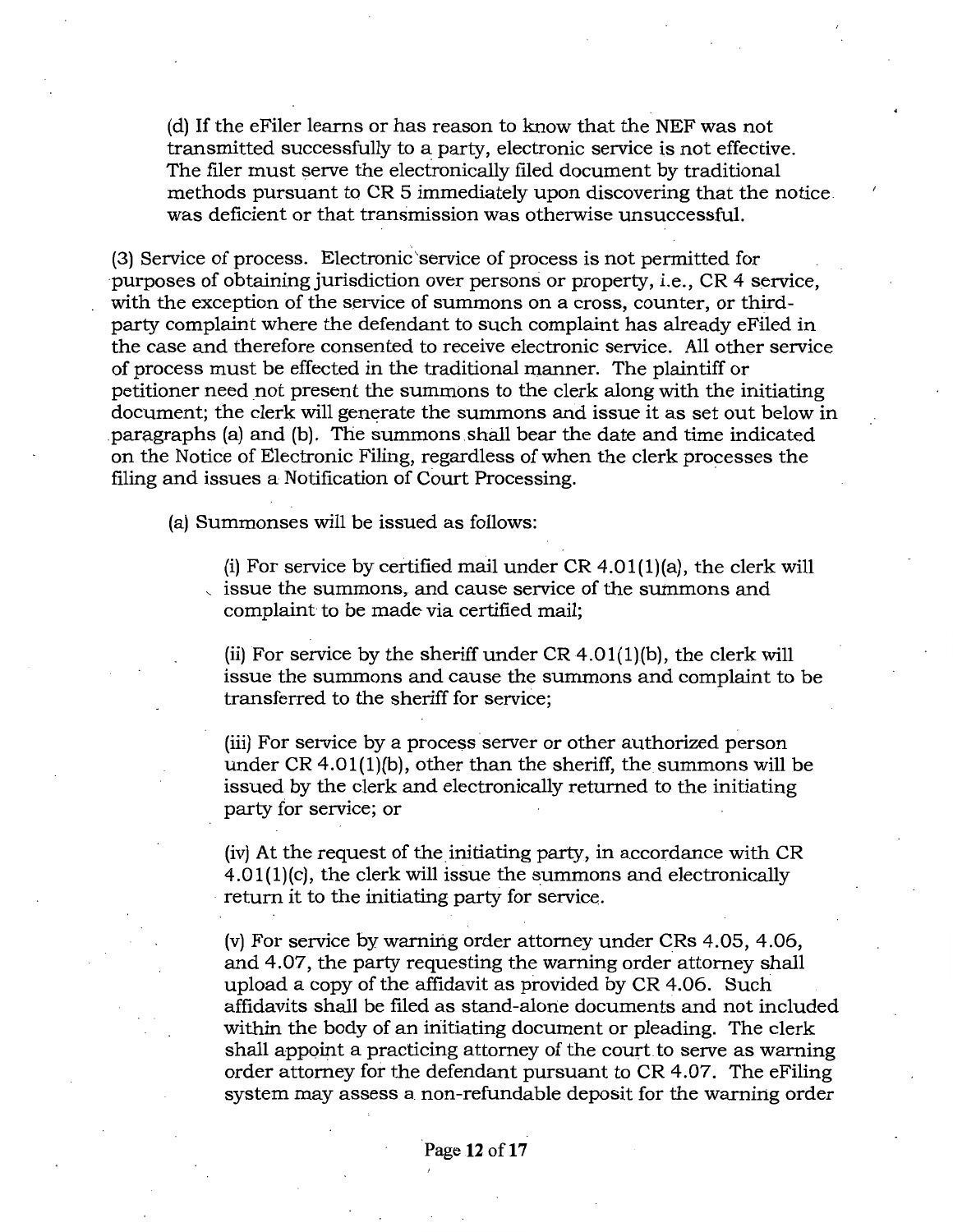(d) If the eFiler learns or has reason to know that the NEF was not transmitted successfully to a party, electronic service is not effective. The filer must serve the electronically filed document by traditional methods pursuant to CR 5 immediately upon discovering that the notice was deficient or that transmission was otherwise unsuccessful.

(3) Service of process. Electronic service of process is not permitted for purposes of obtaining jurisdiction over persons or property, i.e., CR 4 service, with the exception of the service of summons on a cross, counter, or third-party complaint where the defendant to such complaint has already eFiled in the case and therefore consented to receive electronic service. All other service of process must be effected in the traditional manner. The plaintiff or petitioner need not present the summons to the clerk along with the initiating document; the clerk will generate the summons and issue it as set out below in paragraphs (a) and (b). The summons shall bear the date and time indicated on the Notice of Electronic Filing, regardless of when the clerk processes the filing and issues a Notification of Court Processing.

(a) Summonses will be issued as follows:

(i) For service by certified mail under CR 4.01(1)(a), the clerk will issue the summons, and cause service of the summons and complaint to be made via certified mail;

(ii) For service by the sheriff under CR 4.01(1)(b), the clerk will issue the summons and cause the summons and complaint to be transferred to the sheriff for service;

(iii) For service by a process server or other authorized person under CR 4.01(1)(b), other than the sheriff, the summons will be issued by the clerk and electronically returned to the initiating party for service; or

(iv) At the request of the initiating party, in accordance with CR 4.01(1)(c), the clerk will issue the summons and electronically return it to the initiating party for service.

(v) For service by warning order attorney under CRs 4.05, 4.06, and 4.07, the party requesting the warning order attorney shall upload a copy of the affidavit as provided by CR 4.06. Such affidavits shall be filed as stand-alone documents and not included within the body of an initiating document or pleading. The clerk shall appoint a practicing attorney of the court to serve as warning order attorney for the defendant pursuant to CR 4.07. The eFiling system may assess a non-refundable deposit for the warning order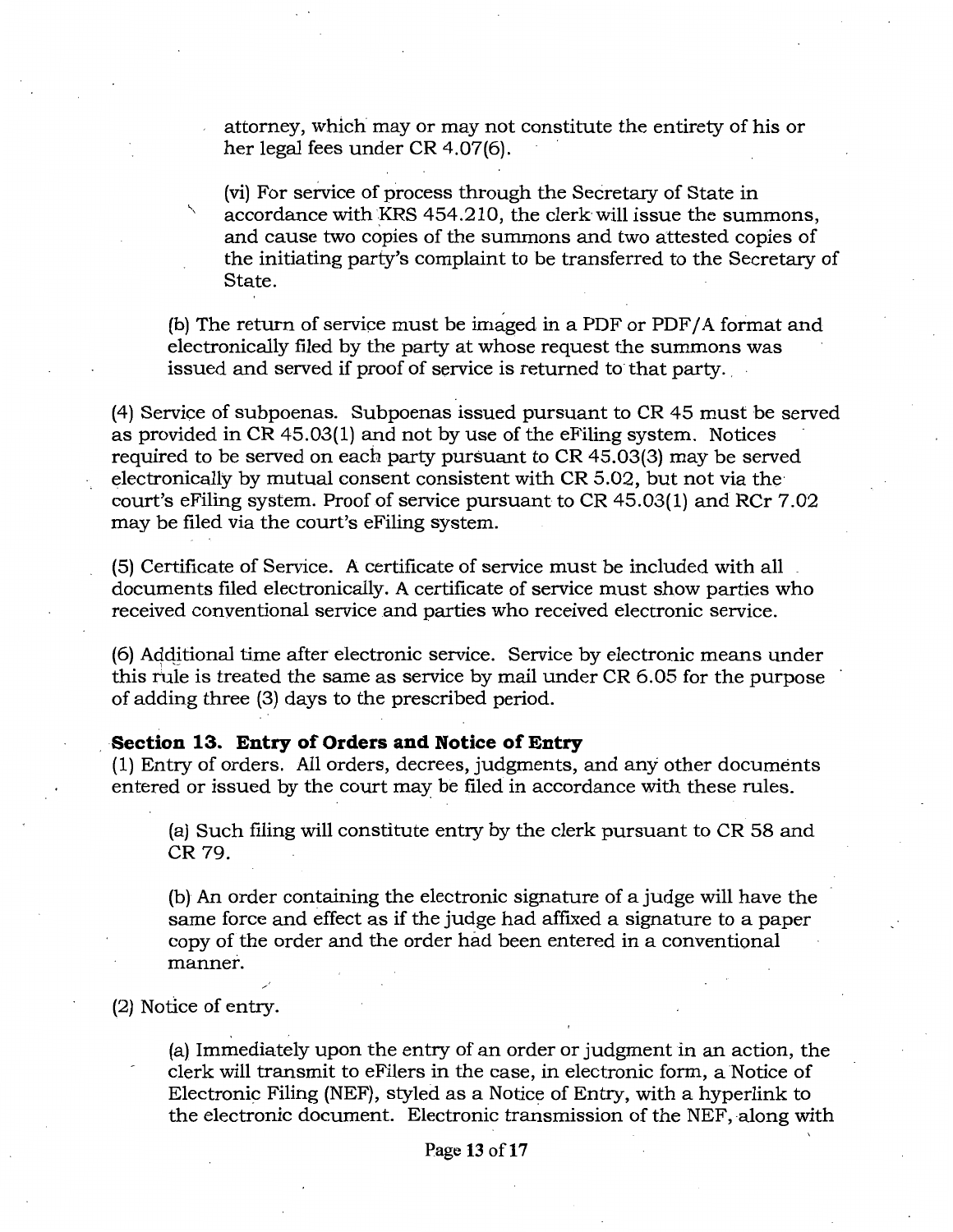attorney, which may or may not constitute the entirety of his or her legal fees under CR 4.07(6).

(vi) For service of process through the Secretary of State in accordance with KRS 454.210, the clerk will issue the summons, and cause two copies of the summons and two attested copies of the initiating party's complaint to be transferred to the Secretary of State.

(b) The return of service must be imaged in a PDF or PDF/A format and electronically filed by the party at whose request the summons was issued and served if proof of service is returned to that party.

(4) Service of subpoenas. Subpoenas issued pursuant to CR 45 must be served as provided in CR 45.03(1) and not by use of the eFiling system. Notices required to be served on each party pursuant to CR 45.03(3) may be served electronically by mutual consent consistent with CR 5.02, but not via the court's eFiling system. Proof of service pursuant to CR 45.03(1) and RCr 7.02 may be filed via the court's eFiling system.

(5) Certificate of Service. A certificate of service must be included with all documents filed electronically. A certificate of service must show parties who received conventional service and parties who received electronic service.

(6) Additional time after electronic service. Service by electronic means under this rule is treated the same as service by mail under CR 6.05 for the purpose of adding three (3) days to the prescribed period.

**Section 13. Entry of Orders and Notice of Entry**

(1) Entry of orders. All orders, decrees, judgments, and any other documents entered or issued by the court may be filed in accordance with these rules.

(a) Such filing will constitute entry by the clerk pursuant to CR 58 and CR 79.

(b) An order containing the electronic signature of a judge will have the same force and effect as if the judge had affixed a signature to a paper copy of the order and the order had been entered in a conventional manner.

(2) Notice of entry.

(a) Immediately upon the entry of an order or judgment in an action, the clerk will transmit to eFilers in the case, in electronic form, a Notice of Electronic Filing (NEF), styled as a Notice of Entry, with a hyperlink to the electronic document. Electronic transmission of the NEF, along with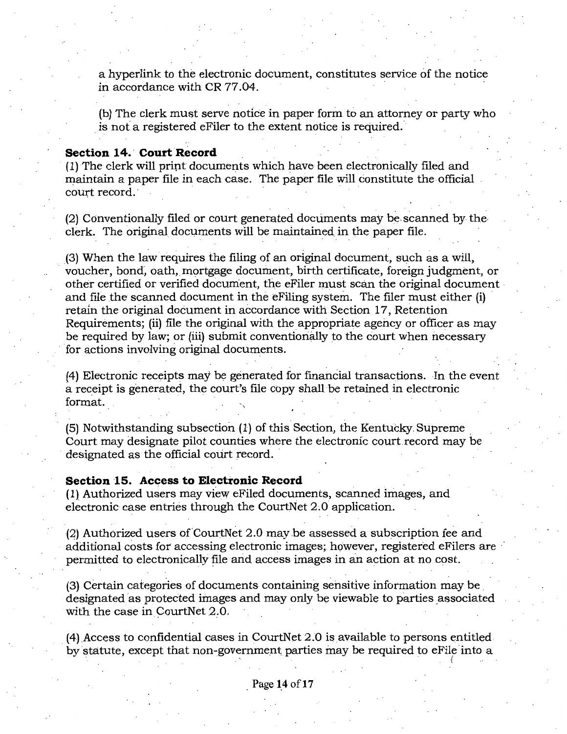a hyperlink to the electronic document, constitutes service of the notice in accordance with CR 77.04.

(b) The clerk must serve notice in paper form to an attorney or party who is not a registered eFiler to the extent notice is required.

**Section 14. Court Record**

(1) The clerk will print documents which have been electronically filed and maintain a paper file in each case. The paper file will constitute the official court record.

(2) Conventionally filed or court generated documents may be scanned by the clerk. The original documents will be maintained in the paper file.

(3) When the law requires the filing of an original document, such as a will, voucher, bond, oath, mortgage document, birth certificate, foreign judgment, or other certified or verified document, the eFiler must scan the original document and file the scanned document in the eFiling system. The filer must either (i) retain the original document in accordance with Section 17, Retention Requirements; (ii) file the original with the appropriate agency or officer as may be required by law; or (iii) submit conventionally to the court when necessary for actions involving original documents.

(4) Electronic receipts may be generated for financial transactions. In the event a receipt is generated, the court's file copy shall be retained in electronic format.

(5) Notwithstanding subsection (1) of this Section, the Kentucky Supreme Court may designate pilot counties where the electronic court record may be designated as the official court record.

**Section 15. Access to Electronic Record**

(1) Authorized users may view eFiled documents, scanned images, and electronic case entries through the CourtNet 2.0 application.

(2) Authorized users of CourtNet 2.0 may be assessed a subscription fee and additional costs for accessing electronic images; however, registered eFilers are permitted to electronically file and access images in an action at no cost.

(3) Certain categories of documents containing sensitive information may be designated as protected images and may only be viewable to parties associated with the case in CourtNet 2.0.

(4) Access to confidential cases in CourtNet 2.0 is available to persons entitled by statute, except that non-government parties may be required to eFile into a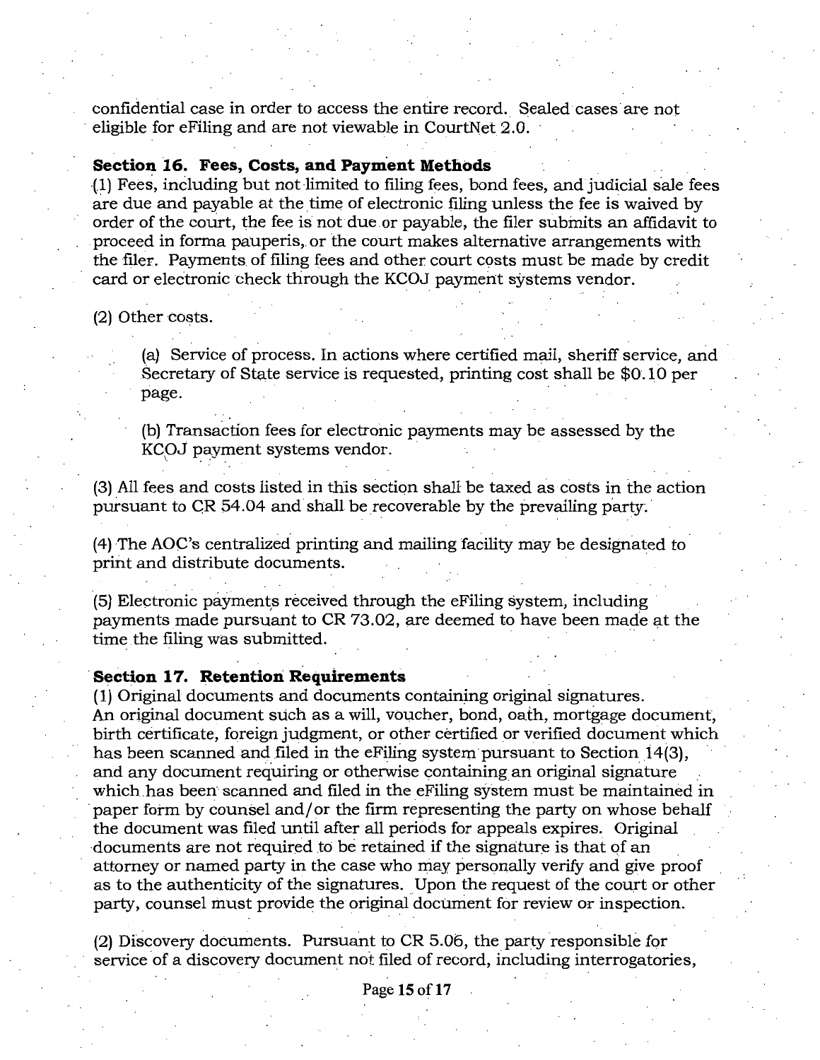confidential case in order to access the entire record. Sealed cases are not eligible for eFiling and are not viewable in CourtNet 2.0.

**Section 16. Fees, Costs, and Payment Methods**

(1) Fees, including but not limited to filing fees, bond fees, and judicial sale fees are due and payable at the time of electronic filing unless the fee is waived by order of the court, the fee is not due or payable, the filer submits an affidavit to proceed in forma pauperis, or the court makes alternative arrangements with the filer. Payments of filing fees and other court costs must be made by credit card or electronic check through the KCOJ payment systems vendor.

(2) Other costs.

> (a) Service of process. In actions where certified mail, sheriff service, and Secretary of State service is requested, printing cost shall be $0.10 per page.
>
> (b) Transaction fees for electronic payments may be assessed by the KCOJ payment systems vendor.

(3) All fees and costs listed in this section shall be taxed as costs in the action pursuant to CR 54.04 and shall be recoverable by the prevailing party.

(4) The AOC's centralized printing and mailing facility may be designated to print and distribute documents.

(5) Electronic payments received through the eFiling system, including payments made pursuant to CR 73.02, are deemed to have been made at the time the filing was submitted.

**Section 17. Retention Requirements**

(1) Original documents and documents containing original signatures. An original document such as a will, voucher, bond, oath, mortgage document, birth certificate, foreign judgment, or other certified or verified document which has been scanned and filed in the eFiling system pursuant to Section 14(3), and any document requiring or otherwise containing an original signature which has been scanned and filed in the eFiling system must be maintained in paper form by counsel and/or the firm representing the party on whose behalf the document was filed until after all periods for appeals expires. Original documents are not required to be retained if the signature is that of an attorney or named party in the case who may personally verify and give proof as to the authenticity of the signatures. Upon the request of the court or other party, counsel must provide the original document for review or inspection.

(2) Discovery documents. Pursuant to CR 5.06, the party responsible for service of a discovery document not filed of record, including interrogatories,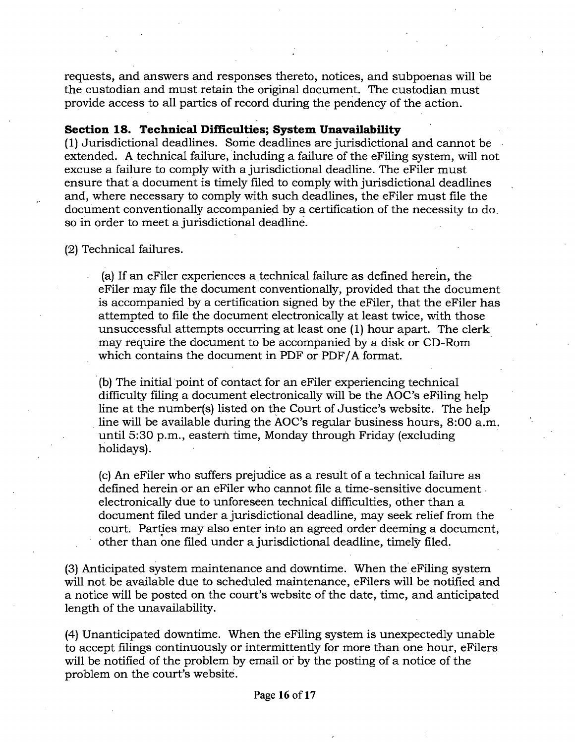requests, and answers and responses thereto, notices, and subpoenas will be the custodian and must retain the original document. The custodian must provide access to all parties of record during the pendency of the action.

**Section 18. Technical Difficulties; System Unavailability**

(1) Jurisdictional deadlines. Some deadlines are jurisdictional and cannot be extended. A technical failure, including a failure of the eFiling system, will not excuse a failure to comply with a jurisdictional deadline. The eFiler must ensure that a document is timely filed to comply with jurisdictional deadlines and, where necessary to comply with such deadlines, the eFiler must file the document conventionally accompanied by a certification of the necessity to do so in order to meet a jurisdictional deadline.

(2) Technical failures.

(a) If an eFiler experiences a technical failure as defined herein, the eFiler may file the document conventionally, provided that the document is accompanied by a certification signed by the eFiler, that the eFiler has attempted to file the document electronically at least twice, with those unsuccessful attempts occurring at least one (1) hour apart. The clerk may require the document to be accompanied by a disk or CD-Rom which contains the document in PDF or PDF/A format.

(b) The initial point of contact for an eFiler experiencing technical difficulty filing a document electronically will be the AOC's eFiling help line at the number(s) listed on the Court of Justice's website. The help line will be available during the AOC's regular business hours, 8:00 a.m. until 5:30 p.m., eastern time, Monday through Friday (excluding holidays).

(c) An eFiler who suffers prejudice as a result of a technical failure as defined herein or an eFiler who cannot file a time-sensitive document electronically due to unforeseen technical difficulties, other than a document filed under a jurisdictional deadline, may seek relief from the court. Parties may also enter into an agreed order deeming a document, other than one filed under a jurisdictional deadline, timely filed.

(3) Anticipated system maintenance and downtime. When the eFiling system will not be available due to scheduled maintenance, eFilers will be notified and a notice will be posted on the court's website of the date, time, and anticipated length of the unavailability.

(4) Unanticipated downtime. When the eFiling system is unexpectedly unable to accept filings continuously or intermittently for more than one hour, eFilers will be notified of the problem by email or by the posting of a notice of the problem on the court's website.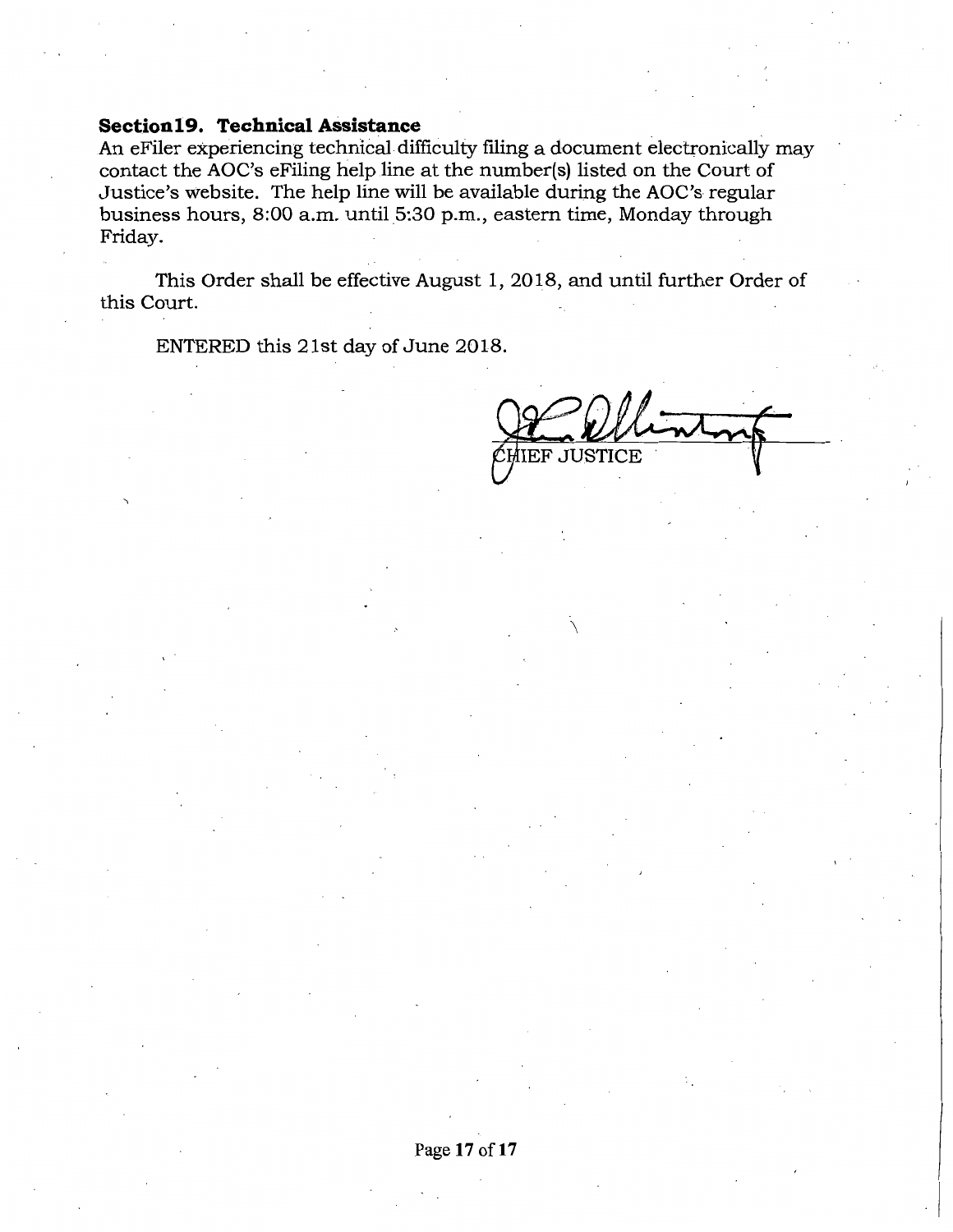**Section19. Technical Assistance**

An eFiler experiencing technical difficulty filing a document electronically may contact the AOC's eFiling help line at the number(s) listed on the Court of Justice's website. The help line will be available during the AOC's regular business hours, 8:00 a.m. until 5:30 p.m., eastern time, Monday through Friday.

This Order shall be effective August 1, 2018, and until further Order of this Court.

ENTERED this 21st day of June 2018.

CHIEF JUSTICE